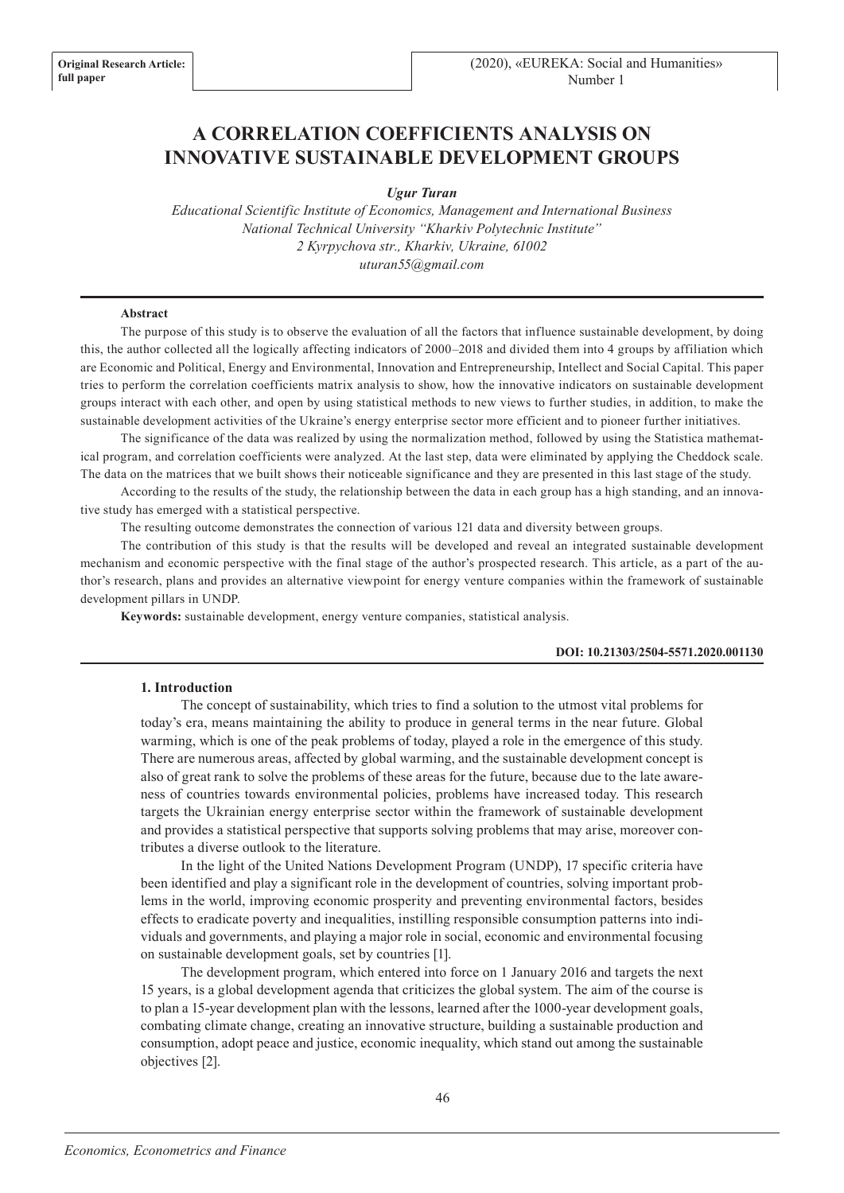# A CORRELATION COEFFICIENTS ANALYSIS ON INNOVATIVE SUSTAINABLE DEVELOPMENT GROUPS

***Ugur Turan***

*Educational Scientific Institute of Economics, Management and International Business*
*National Technical University "Kharkiv Polytechnic Institute"*
*2 Kyrpychova str., Kharkiv, Ukraine, 61002*
*uturan55@gmail.com*

**Abstract**

The purpose of this study is to observe the evaluation of all the factors that influence sustainable development, by doing this, the author collected all the logically affecting indicators of 2000–2018 and divided them into 4 groups by affiliation which are Economic and Political, Energy and Environmental, Innovation and Entrepreneurship, Intellect and Social Capital. This paper tries to perform the correlation coefficients matrix analysis to show, how the innovative indicators on sustainable development groups interact with each other, and open by using statistical methods to new views to further studies, in addition, to make the sustainable development activities of the Ukraine's energy enterprise sector more efficient and to pioneer further initiatives.

The significance of the data was realized by using the normalization method, followed by using the Statistica mathematical program, and correlation coefficients were analyzed. At the last step, data were eliminated by applying the Cheddock scale. The data on the matrices that we built shows their noticeable significance and they are presented in this last stage of the study.

According to the results of the study, the relationship between the data in each group has a high standing, and an innovative study has emerged with a statistical perspective.

The resulting outcome demonstrates the connection of various 121 data and diversity between groups.

The contribution of this study is that the results will be developed and reveal an integrated sustainable development mechanism and economic perspective with the final stage of the author's prospected research. This article, as a part of the author's research, plans and provides an alternative viewpoint for energy venture companies within the framework of sustainable development pillars in UNDP.

**Keywords:** sustainable development, energy venture companies, statistical analysis.

**DOI: 10.21303/2504-5571.2020.001130**

## 1. Introduction

The concept of sustainability, which tries to find a solution to the utmost vital problems for today's era, means maintaining the ability to produce in general terms in the near future. Global warming, which is one of the peak problems of today, played a role in the emergence of this study. There are numerous areas, affected by global warming, and the sustainable development concept is also of great rank to solve the problems of these areas for the future, because due to the late awareness of countries towards environmental policies, problems have increased today. This research targets the Ukrainian energy enterprise sector within the framework of sustainable development and provides a statistical perspective that supports solving problems that may arise, moreover contributes a diverse outlook to the literature.

In the light of the United Nations Development Program (UNDP), 17 specific criteria have been identified and play a significant role in the development of countries, solving important problems in the world, improving economic prosperity and preventing environmental factors, besides effects to eradicate poverty and inequalities, instilling responsible consumption patterns into individuals and governments, and playing a major role in social, economic and environmental focusing on sustainable development goals, set by countries [1].

The development program, which entered into force on 1 January 2016 and targets the next 15 years, is a global development agenda that criticizes the global system. The aim of the course is to plan a 15-year development plan with the lessons, learned after the 1000-year development goals, combating climate change, creating an innovative structure, building a sustainable production and consumption, adopt peace and justice, economic inequality, which stand out among the sustainable objectives [2].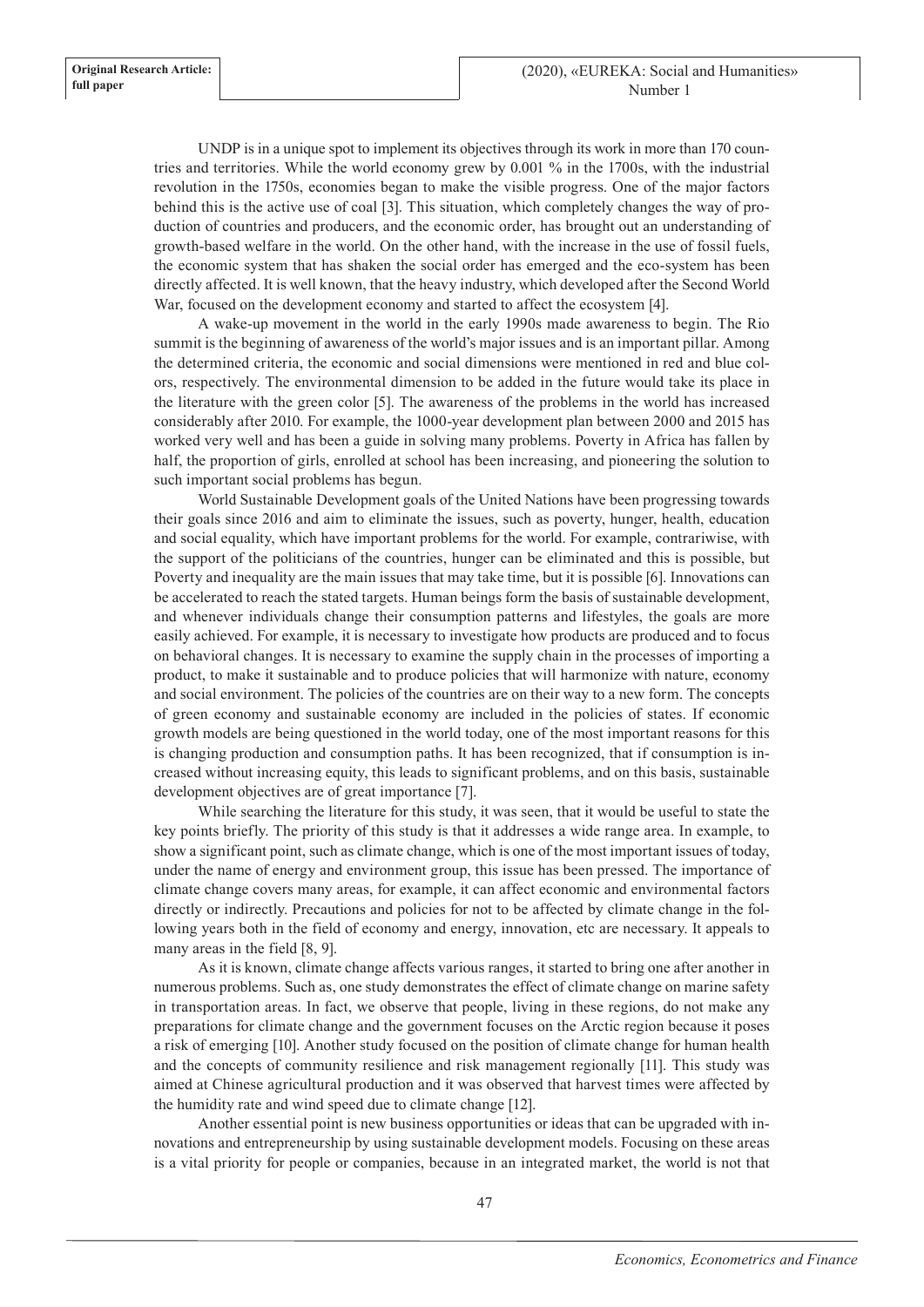UNDP is in a unique spot to implement its objectives through its work in more than 170 countries and territories. While the world economy grew by 0.001 % in the 1700s, with the industrial revolution in the 1750s, economies began to make the visible progress. One of the major factors behind this is the active use of coal [3]. This situation, which completely changes the way of production of countries and producers, and the economic order, has brought out an understanding of growth-based welfare in the world. On the other hand, with the increase in the use of fossil fuels, the economic system that has shaken the social order has emerged and the eco-system has been directly affected. It is well known, that the heavy industry, which developed after the Second World War, focused on the development economy and started to affect the ecosystem [4].

A wake-up movement in the world in the early 1990s made awareness to begin. The Rio summit is the beginning of awareness of the world's major issues and is an important pillar. Among the determined criteria, the economic and social dimensions were mentioned in red and blue colors, respectively. The environmental dimension to be added in the future would take its place in the literature with the green color [5]. The awareness of the problems in the world has increased considerably after 2010. For example, the 1000-year development plan between 2000 and 2015 has worked very well and has been a guide in solving many problems. Poverty in Africa has fallen by half, the proportion of girls, enrolled at school has been increasing, and pioneering the solution to such important social problems has begun.

World Sustainable Development goals of the United Nations have been progressing towards their goals since 2016 and aim to eliminate the issues, such as poverty, hunger, health, education and social equality, which have important problems for the world. For example, contrariwise, with the support of the politicians of the countries, hunger can be eliminated and this is possible, but Poverty and inequality are the main issues that may take time, but it is possible [6]. Innovations can be accelerated to reach the stated targets. Human beings form the basis of sustainable development, and whenever individuals change their consumption patterns and lifestyles, the goals are more easily achieved. For example, it is necessary to investigate how products are produced and to focus on behavioral changes. It is necessary to examine the supply chain in the processes of importing a product, to make it sustainable and to produce policies that will harmonize with nature, economy and social environment. The policies of the countries are on their way to a new form. The concepts of green economy and sustainable economy are included in the policies of states. If economic growth models are being questioned in the world today, one of the most important reasons for this is changing production and consumption paths. It has been recognized, that if consumption is increased without increasing equity, this leads to significant problems, and on this basis, sustainable development objectives are of great importance [7].

While searching the literature for this study, it was seen, that it would be useful to state the key points briefly. The priority of this study is that it addresses a wide range area. In example, to show a significant point, such as climate change, which is one of the most important issues of today, under the name of energy and environment group, this issue has been pressed. The importance of climate change covers many areas, for example, it can affect economic and environmental factors directly or indirectly. Precautions and policies for not to be affected by climate change in the following years both in the field of economy and energy, innovation, etc are necessary. It appeals to many areas in the field [8, 9].

As it is known, climate change affects various ranges, it started to bring one after another in numerous problems. Such as, one study demonstrates the effect of climate change on marine safety in transportation areas. In fact, we observe that people, living in these regions, do not make any preparations for climate change and the government focuses on the Arctic region because it poses a risk of emerging [10]. Another study focused on the position of climate change for human health and the concepts of community resilience and risk management regionally [11]. This study was aimed at Chinese agricultural production and it was observed that harvest times were affected by the humidity rate and wind speed due to climate change [12].

Another essential point is new business opportunities or ideas that can be upgraded with innovations and entrepreneurship by using sustainable development models. Focusing on these areas is a vital priority for people or companies, because in an integrated market, the world is not that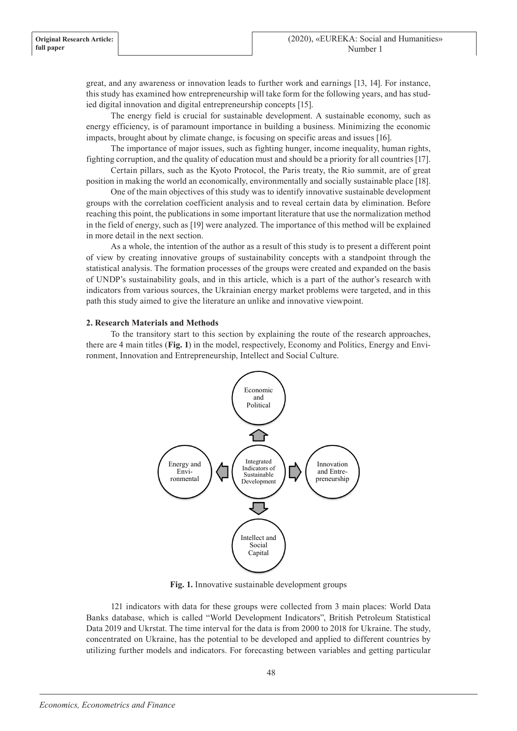great, and any awareness or innovation leads to further work and earnings [13, 14]. For instance, this study has examined how entrepreneurship will take form for the following years, and has studied digital innovation and digital entrepreneurship concepts [15].

The energy field is crucial for sustainable development. A sustainable economy, such as energy efficiency, is of paramount importance in building a business. Minimizing the economic impacts, brought about by climate change, is focusing on specific areas and issues [16].

The importance of major issues, such as fighting hunger, income inequality, human rights, fighting corruption, and the quality of education must and should be a priority for all countries [17].

Certain pillars, such as the Kyoto Protocol, the Paris treaty, the Rio summit, are of great position in making the world an economically, environmentally and socially sustainable place [18].

One of the main objectives of this study was to identify innovative sustainable development groups with the correlation coefficient analysis and to reveal certain data by elimination. Before reaching this point, the publications in some important literature that use the normalization method in the field of energy, such as [19] were analyzed. The importance of this method will be explained in more detail in the next section.

As a whole, the intention of the author as a result of this study is to present a different point of view by creating innovative groups of sustainability concepts with a standpoint through the statistical analysis. The formation processes of the groups were created and expanded on the basis of UNDP's sustainability goals, and in this article, which is a part of the author's research with indicators from various sources, the Ukrainian energy market problems were targeted, and in this path this study aimed to give the literature an unlike and innovative viewpoint.

## 2. Research Materials and Methods

To the transitory start to this section by explaining the route of the research approaches, there are 4 main titles (**Fig. 1**) in the model, respectively, Economy and Politics, Energy and Environment, Innovation and Entrepreneurship, Intellect and Social Culture.

Economic and Political

Energy and Environmental

Integrated Indicators of Sustainable Development

Innovation and Entrepreneurship

Intellect and Social Capital

**Fig. 1.** Innovative sustainable development groups

121 indicators with data for these groups were collected from 3 main places: World Data Banks database, which is called "World Development Indicators", British Petroleum Statistical Data 2019 and Ukrstat. The time interval for the data is from 2000 to 2018 for Ukraine. The study, concentrated on Ukraine, has the potential to be developed and applied to different countries by utilizing further models and indicators. For forecasting between variables and getting particular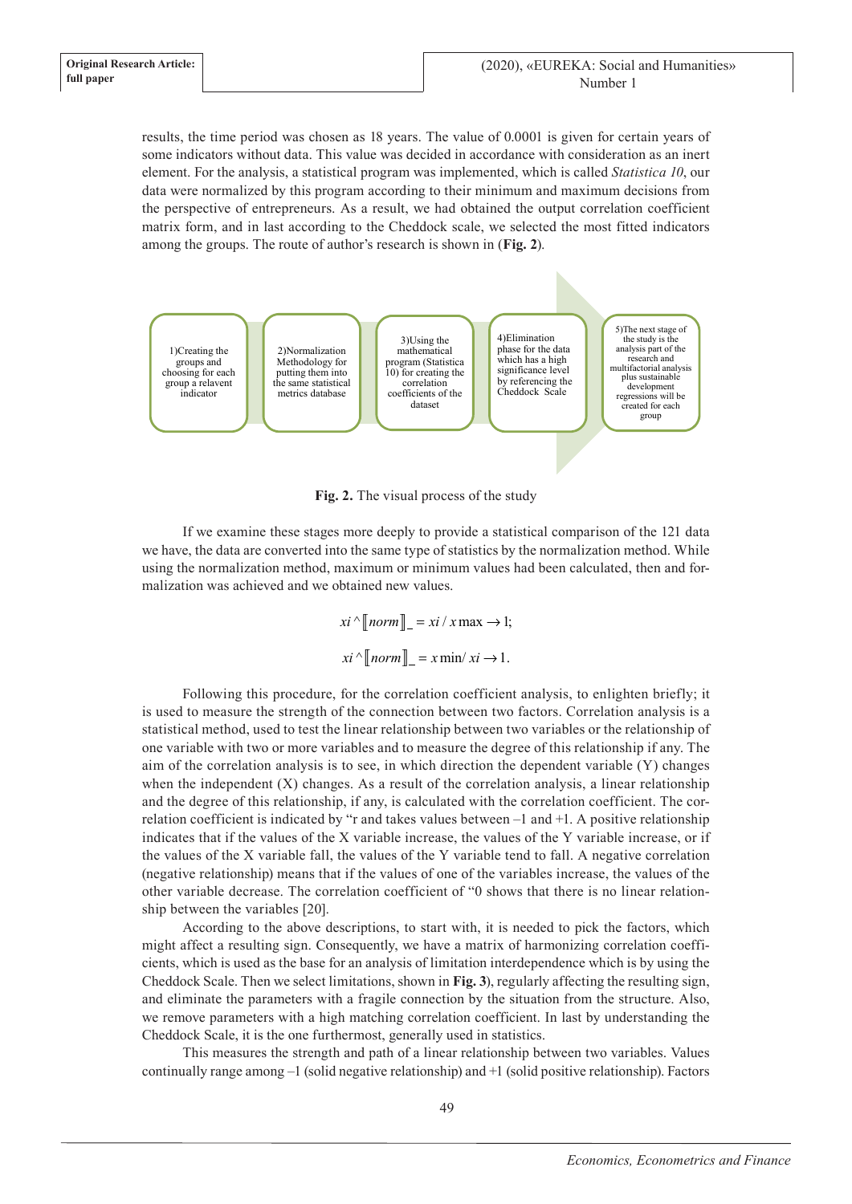results, the time period was chosen as 18 years. The value of 0.0001 is given for certain years of some indicators without data. This value was decided in accordance with consideration as an inert element. For the analysis, a statistical program was implemented, which is called *Statistica 10*, our data were normalized by this program according to their minimum and maximum decisions from the perspective of entrepreneurs. As a result, we had obtained the output correlation coefficient matrix form, and in last according to the Cheddock scale, we selected the most fitted indicators among the groups. The route of author's research is shown in (**Fig. 2**).

1)Creating the groups and choosing for each group a relevant indicator

2)Normalization Methodology for putting them into the same statistical metrics database

3)Using the mathematical program (Statistica 10) for creating the correlation coefficients of the dataset

4)Elimination phase for the data which has a high significance level by referencing the Cheddock Scale

5)The next stage of the study is the analysis part of the research and multifactorial analysis plus sustainable development regressions will be created for each group

**Fig. 2.** The visual process of the study

If we examine these stages more deeply to provide a statistical comparison of the 121 data we have, the data are converted into the same type of statistics by the normalization method. While using the normalization method, maximum or minimum values had been calculated, then and formalization was achieved and we obtained new values.

$$xi^{\wedge}[\![norm]\!]\_ = xi / x\max \rightarrow 1;$$

$$xi^{\wedge}[\![norm]\!]\_ = x\min / xi \rightarrow 1.$$

Following this procedure, for the correlation coefficient analysis, to enlighten briefly; it is used to measure the strength of the connection between two factors. Correlation analysis is a statistical method, used to test the linear relationship between two variables or the relationship of one variable with two or more variables and to measure the degree of this relationship if any. The aim of the correlation analysis is to see, in which direction the dependent variable (Y) changes when the independent (X) changes. As a result of the correlation analysis, a linear relationship and the degree of this relationship, if any, is calculated with the correlation coefficient. The correlation coefficient is indicated by "r and takes values between –1 and +1. A positive relationship indicates that if the values of the X variable increase, the values of the Y variable increase, or if the values of the X variable fall, the values of the Y variable tend to fall. A negative correlation (negative relationship) means that if the values of one of the variables increase, the values of the other variable decrease. The correlation coefficient of "0 shows that there is no linear relationship between the variables [20].

According to the above descriptions, to start with, it is needed to pick the factors, which might affect a resulting sign. Consequently, we have a matrix of harmonizing correlation coefficients, which is used as the base for an analysis of limitation interdependence which is by using the Cheddock Scale. Then we select limitations, shown in **Fig. 3**), regularly affecting the resulting sign, and eliminate the parameters with a fragile connection by the situation from the structure. Also, we remove parameters with a high matching correlation coefficient. In last by understanding the Cheddock Scale, it is the one furthermost, generally used in statistics.

This measures the strength and path of a linear relationship between two variables. Values continually range among –1 (solid negative relationship) and +1 (solid positive relationship). Factors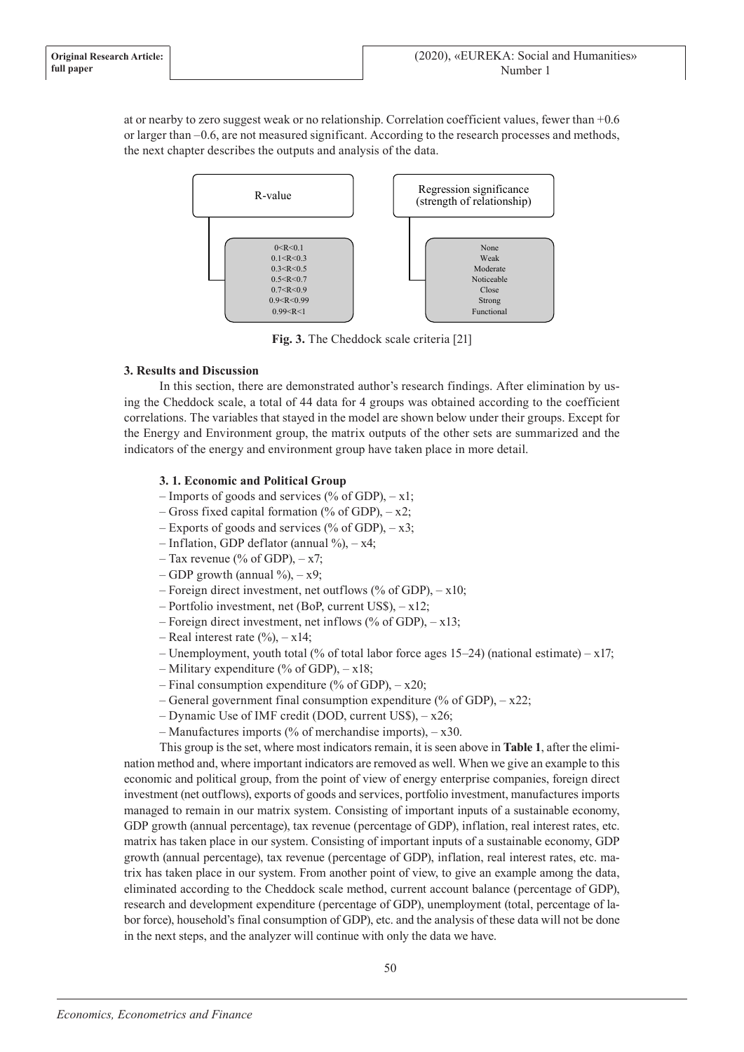at or nearby to zero suggest weak or no relationship. Correlation coefficient values, fewer than +0.6 or larger than –0.6, are not measured significant. According to the research processes and methods, the next chapter describes the outputs and analysis of the data.

| R-value | Regression significance (strength of relationship) |
|---|---|
| 0<R<0.1 | None |
| 0.1<R<0.3 | Weak |
| 0.3<R<0.5 | Moderate |
| 0.5<R<0.7 | Noticeable |
| 0.7<R<0.9 | Close |
| 0.9<R<0.99 | Strong |
| 0.99<R<1 | Functional |

**Fig. 3.** The Cheddock scale criteria [21]

### 3. Results and Discussion

In this section, there are demonstrated author's research findings. After elimination by using the Cheddock scale, a total of 44 data for 4 groups was obtained according to the coefficient correlations. The variables that stayed in the model are shown below under their groups. Except for the Energy and Environment group, the matrix outputs of the other sets are summarized and the indicators of the energy and environment group have taken place in more detail.

#### 3. 1. Economic and Political Group

– Imports of goods and services (% of GDP), – x1;
– Gross fixed capital formation (% of GDP), – x2;
– Exports of goods and services (% of GDP), – x3;
– Inflation, GDP deflator (annual %), – x4;
– Tax revenue (% of GDP), – x7;
– GDP growth (annual %), – x9;
– Foreign direct investment, net outflows (% of GDP), – x10;
– Portfolio investment, net (BoP, current US$), – x12;
– Foreign direct investment, net inflows (% of GDP), – x13;
– Real interest rate (%), – x14;
– Unemployment, youth total (% of total labor force ages 15–24) (national estimate) – x17;
– Military expenditure (% of GDP), – x18;
– Final consumption expenditure (% of GDP), – x20;
– General government final consumption expenditure (% of GDP), – x22;
– Dynamic Use of IMF credit (DOD, current US$), – x26;
– Manufactures imports (% of merchandise imports), – x30.

This group is the set, where most indicators remain, it is seen above in **Table 1**, after the elimination method and, where important indicators are removed as well. When we give an example to this economic and political group, from the point of view of energy enterprise companies, foreign direct investment (net outflows), exports of goods and services, portfolio investment, manufactures imports managed to remain in our matrix system. Consisting of important inputs of a sustainable economy, GDP growth (annual percentage), tax revenue (percentage of GDP), inflation, real interest rates, etc. matrix has taken place in our system. Consisting of important inputs of a sustainable economy, GDP growth (annual percentage), tax revenue (percentage of GDP), inflation, real interest rates, etc. matrix has taken place in our system. From another point of view, to give an example among the data, eliminated according to the Cheddock scale method, current account balance (percentage of GDP), research and development expenditure (percentage of GDP), unemployment (total, percentage of labor force), household's final consumption of GDP), etc. and the analysis of these data will not be done in the next steps, and the analyzer will continue with only the data we have.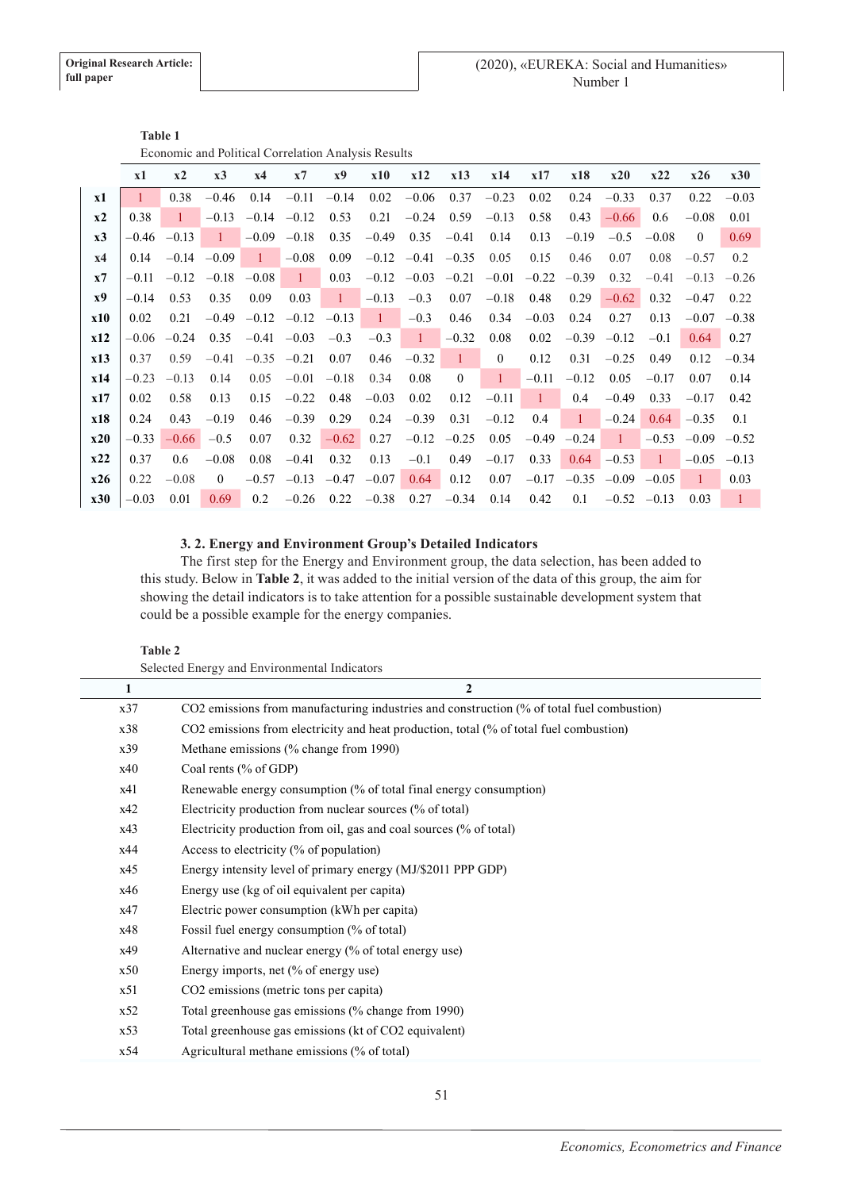**Table 1**

Economic and Political Correlation Analysis Results

| | x1 | x2 | x3 | x4 | x7 | x9 | x10 | x12 | x13 | x14 | x17 | x18 | x20 | x22 | x26 | x30 |
|---|---|---|---|---|---|---|---|---|---|---|---|---|---|---|---|---|
| **x1** | 1 | 0.38 | −0.46 | 0.14 | −0.11 | −0.14 | 0.02 | −0.06 | 0.37 | −0.23 | 0.02 | 0.24 | −0.33 | 0.37 | 0.22 | −0.03 |
| **x2** | 0.38 | 1 | −0.13 | −0.14 | −0.12 | 0.53 | 0.21 | −0.24 | 0.59 | −0.13 | 0.58 | 0.43 | −0.66 | 0.6 | −0.08 | 0.01 |
| **x3** | −0.46 | −0.13 | 1 | −0.09 | −0.18 | 0.35 | −0.49 | 0.35 | −0.41 | 0.14 | 0.13 | −0.19 | −0.5 | −0.08 | 0 | 0.69 |
| **x4** | 0.14 | −0.14 | −0.09 | 1 | −0.08 | 0.09 | −0.12 | −0.41 | −0.35 | 0.05 | 0.15 | 0.46 | 0.07 | 0.08 | −0.57 | 0.2 |
| **x7** | −0.11 | −0.12 | −0.18 | −0.08 | 1 | 0.03 | −0.12 | −0.03 | −0.21 | −0.01 | −0.22 | −0.39 | 0.32 | −0.41 | −0.13 | −0.26 |
| **x9** | −0.14 | 0.53 | 0.35 | 0.09 | 0.03 | 1 | −0.13 | −0.3 | 0.07 | −0.18 | 0.48 | 0.29 | −0.62 | 0.32 | −0.47 | 0.22 |
| **x10** | 0.02 | 0.21 | −0.49 | −0.12 | −0.12 | −0.13 | 1 | −0.3 | 0.46 | 0.34 | −0.03 | 0.24 | 0.27 | 0.13 | −0.07 | −0.38 |
| **x12** | −0.06 | −0.24 | 0.35 | −0.41 | −0.03 | −0.3 | −0.3 | 1 | −0.32 | 0.08 | 0.02 | −0.39 | −0.12 | −0.1 | 0.64 | 0.27 |
| **x13** | 0.37 | 0.59 | −0.41 | −0.35 | −0.21 | 0.07 | 0.46 | −0.32 | 1 | 0 | 0.12 | 0.31 | −0.25 | 0.49 | 0.12 | −0.34 |
| **x14** | −0.23 | −0.13 | 0.14 | 0.05 | −0.01 | −0.18 | 0.34 | 0.08 | 0 | 1 | −0.11 | −0.12 | 0.05 | −0.17 | 0.07 | 0.14 |
| **x17** | 0.02 | 0.58 | 0.13 | 0.15 | −0.22 | 0.48 | −0.03 | 0.02 | 0.12 | −0.11 | 1 | 0.4 | −0.49 | 0.33 | −0.17 | 0.42 |
| **x18** | 0.24 | 0.43 | −0.19 | 0.46 | −0.39 | 0.29 | 0.24 | −0.39 | 0.31 | −0.12 | 0.4 | 1 | −0.24 | 0.64 | −0.35 | 0.1 |
| **x20** | −0.33 | −0.66 | −0.5 | 0.07 | 0.32 | −0.62 | 0.27 | −0.12 | −0.25 | 0.05 | −0.49 | −0.24 | 1 | −0.53 | −0.09 | −0.52 |
| **x22** | 0.37 | 0.6 | −0.08 | 0.08 | −0.41 | 0.32 | 0.13 | −0.1 | 0.49 | −0.17 | 0.33 | 0.64 | −0.53 | 1 | −0.05 | −0.13 |
| **x26** | 0.22 | −0.08 | 0 | −0.57 | −0.13 | −0.47 | −0.07 | 0.64 | 0.12 | 0.07 | −0.17 | −0.35 | −0.09 | −0.05 | 1 | 0.03 |
| **x30** | −0.03 | 0.01 | 0.69 | 0.2 | −0.26 | 0.22 | −0.38 | 0.27 | −0.34 | 0.14 | 0.42 | 0.1 | −0.52 | −0.13 | 0.03 | 1 |

### 3. 2. Energy and Environment Group's Detailed Indicators

The first step for the Energy and Environment group, the data selection, has been added to this study. Below in **Table 2**, it was added to the initial version of the data of this group, the aim for showing the detail indicators is to take attention for a possible sustainable development system that could be a possible example for the energy companies.

**Table 2**

Selected Energy and Environmental Indicators

| 1 | 2 |
|---|---|
| x37 | $CO_2$ emissions from manufacturing industries and construction (% of total fuel combustion) |
| x38 | $CO_2$ emissions from electricity and heat production, total (% of total fuel combustion) |
| x39 | Methane emissions (% change from 1990) |
| x40 | Coal rents (% of GDP) |
| x41 | Renewable energy consumption (% of total final energy consumption) |
| x42 | Electricity production from nuclear sources (% of total) |
| x43 | Electricity production from oil, gas and coal sources (% of total) |
| x44 | Access to electricity (% of population) |
| x45 | Energy intensity level of primary energy (MJ/$2011 PPP GDP) |
| x46 | Energy use (kg of oil equivalent per capita) |
| x47 | Electric power consumption (kWh per capita) |
| x48 | Fossil fuel energy consumption (% of total) |
| x49 | Alternative and nuclear energy (% of total energy use) |
| x50 | Energy imports, net (% of energy use) |
| x51 | $CO_2$ emissions (metric tons per capita) |
| x52 | Total greenhouse gas emissions (% change from 1990) |
| x53 | Total greenhouse gas emissions (kt of $CO_2$ equivalent) |
| x54 | Agricultural methane emissions (% of total) |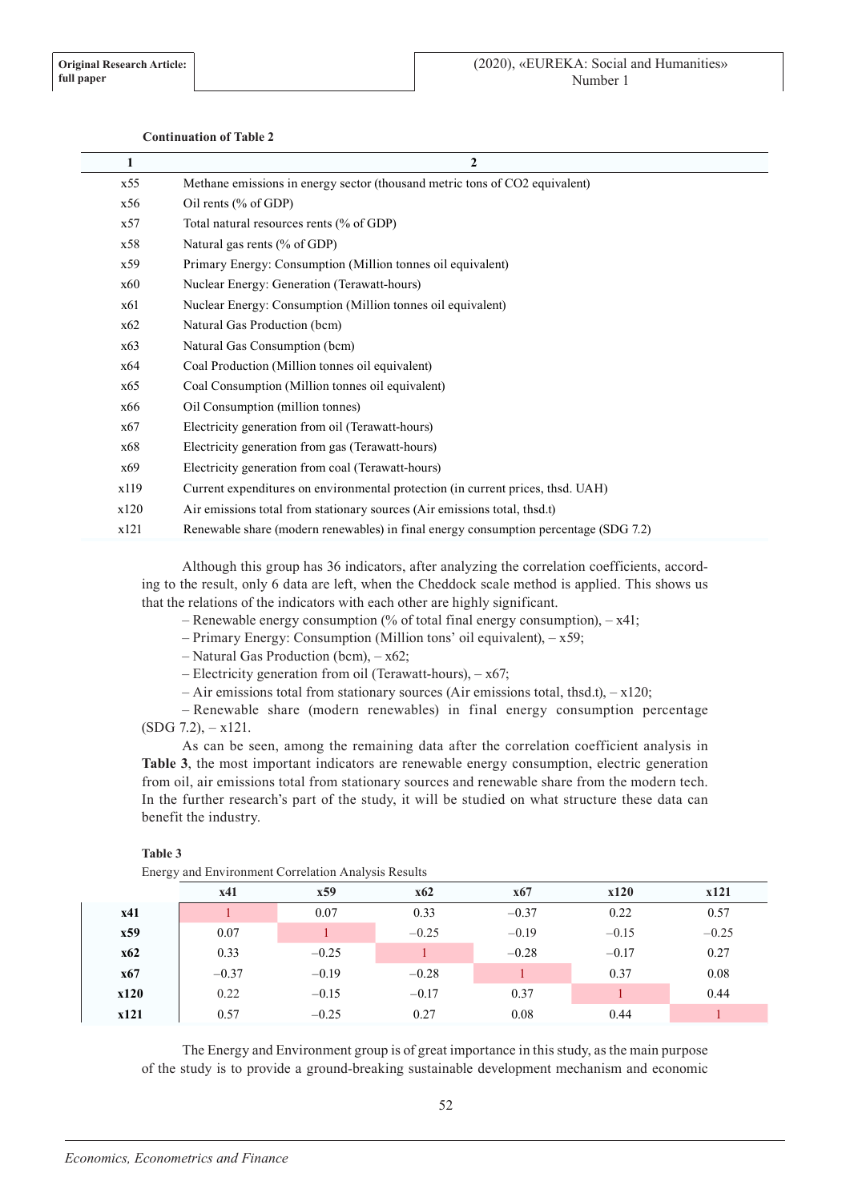**Continuation of Table 2**

| 1 | 2 |
|---|---|
| x55 | Methane emissions in energy sector (thousand metric tons of CO2 equivalent) |
| x56 | Oil rents (% of GDP) |
| x57 | Total natural resources rents (% of GDP) |
| x58 | Natural gas rents (% of GDP) |
| x59 | Primary Energy: Consumption (Million tonnes oil equivalent) |
| x60 | Nuclear Energy: Generation (Terawatt-hours) |
| x61 | Nuclear Energy: Consumption (Million tonnes oil equivalent) |
| x62 | Natural Gas Production (bcm) |
| x63 | Natural Gas Consumption (bcm) |
| x64 | Coal Production (Million tonnes oil equivalent) |
| x65 | Coal Consumption (Million tonnes oil equivalent) |
| x66 | Oil Consumption (million tonnes) |
| x67 | Electricity generation from oil (Terawatt-hours) |
| x68 | Electricity generation from gas (Terawatt-hours) |
| x69 | Electricity generation from coal (Terawatt-hours) |
| x119 | Current expenditures on environmental protection (in current prices, thsd. UAH) |
| x120 | Air emissions total from stationary sources (Air emissions total, thsd.t) |
| x121 | Renewable share (modern renewables) in final energy consumption percentage (SDG 7.2) |

Although this group has 36 indicators, after analyzing the correlation coefficients, according to the result, only 6 data are left, when the Cheddock scale method is applied. This shows us that the relations of the indicators with each other are highly significant.

– Renewable energy consumption (% of total final energy consumption), – x41;

– Primary Energy: Consumption (Million tons' oil equivalent), – x59;

– Natural Gas Production (bcm), – x62;

– Electricity generation from oil (Terawatt-hours), – x67;

– Air emissions total from stationary sources (Air emissions total, thsd.t), – x120;

– Renewable share (modern renewables) in final energy consumption percentage (SDG 7.2), – x121.

As can be seen, among the remaining data after the correlation coefficient analysis in **Table 3**, the most important indicators are renewable energy consumption, electric generation from oil, air emissions total from stationary sources and renewable share from the modern tech. In the further research's part of the study, it will be studied on what structure these data can benefit the industry.

**Table 3**

Energy and Environment Correlation Analysis Results

| | x41 | x59 | x62 | x67 | x120 | x121 |
|---|---|---|---|---|---|---|
| **x41** | 1 | 0.07 | 0.33 | –0.37 | 0.22 | 0.57 |
| **x59** | 0.07 | 1 | –0.25 | –0.19 | –0.15 | –0.25 |
| **x62** | 0.33 | –0.25 | 1 | –0.28 | –0.17 | 0.27 |
| **x67** | –0.37 | –0.19 | –0.28 | 1 | 0.37 | 0.08 |
| **x120** | 0.22 | –0.15 | –0.17 | 0.37 | 1 | 0.44 |
| **x121** | 0.57 | –0.25 | 0.27 | 0.08 | 0.44 | 1 |

The Energy and Environment group is of great importance in this study, as the main purpose of the study is to provide a ground-breaking sustainable development mechanism and economic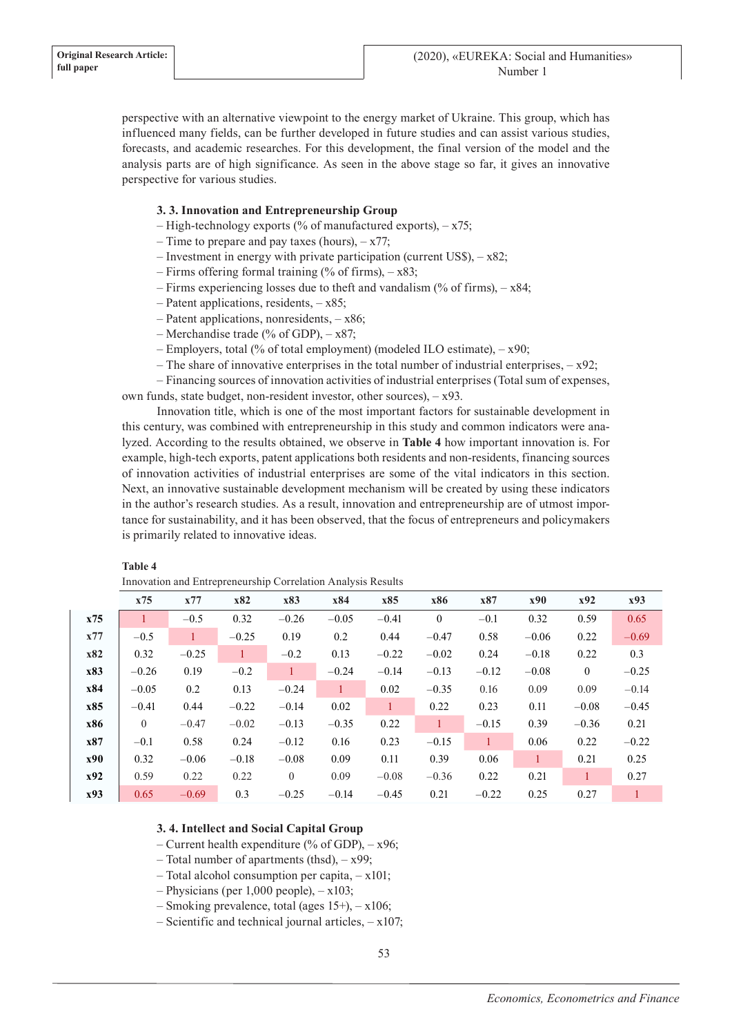perspective with an alternative viewpoint to the energy market of Ukraine. This group, which has influenced many fields, can be further developed in future studies and can assist various studies, forecasts, and academic researches. For this development, the final version of the model and the analysis parts are of high significance. As seen in the above stage so far, it gives an innovative perspective for various studies.

### 3. 3. Innovation and Entrepreneurship Group

– High-technology exports (% of manufactured exports), – x75;
– Time to prepare and pay taxes (hours), – x77;
– Investment in energy with private participation (current US$), – x82;
– Firms offering formal training (% of firms), – x83;
– Firms experiencing losses due to theft and vandalism (% of firms), – x84;
– Patent applications, residents, – x85;
– Patent applications, nonresidents, – x86;
– Merchandise trade (% of GDP), – x87;
– Employers, total (% of total employment) (modeled ILO estimate), – x90;
– The share of innovative enterprises in the total number of industrial enterprises, – x92;
– Financing sources of innovation activities of industrial enterprises (Total sum of expenses, own funds, state budget, non-resident investor, other sources), – x93.

Innovation title, which is one of the most important factors for sustainable development in this century, was combined with entrepreneurship in this study and common indicators were analyzed. According to the results obtained, we observe in **Table 4** how important innovation is. For example, high-tech exports, patent applications both residents and non-residents, financing sources of innovation activities of industrial enterprises are some of the vital indicators in this section. Next, an innovative sustainable development mechanism will be created by using these indicators in the author's research studies. As a result, innovation and entrepreneurship are of utmost importance for sustainability, and it has been observed, that the focus of entrepreneurs and policymakers is primarily related to innovative ideas.

**Table 4**
Innovation and Entrepreneurship Correlation Analysis Results

| | x75 | x77 | x82 | x83 | x84 | x85 | x86 | x87 | x90 | x92 | x93 |
|---|---|---|---|---|---|---|---|---|---|---|---|
| **x75** | 1 | –0.5 | 0.32 | –0.26 | –0.05 | –0.41 | 0 | –0.1 | 0.32 | 0.59 | 0.65 |
| **x77** | –0.5 | 1 | –0.25 | 0.19 | 0.2 | 0.44 | –0.47 | 0.58 | –0.06 | 0.22 | –0.69 |
| **x82** | 0.32 | –0.25 | 1 | –0.2 | 0.13 | –0.22 | –0.02 | 0.24 | –0.18 | 0.22 | 0.3 |
| **x83** | –0.26 | 0.19 | –0.2 | 1 | –0.24 | –0.14 | –0.13 | –0.12 | –0.08 | 0 | –0.25 |
| **x84** | –0.05 | 0.2 | 0.13 | –0.24 | 1 | 0.02 | –0.35 | 0.16 | 0.09 | 0.09 | –0.14 |
| **x85** | –0.41 | 0.44 | –0.22 | –0.14 | 0.02 | 1 | 0.22 | 0.23 | 0.11 | –0.08 | –0.45 |
| **x86** | 0 | –0.47 | –0.02 | –0.13 | –0.35 | 0.22 | 1 | –0.15 | 0.39 | –0.36 | 0.21 |
| **x87** | –0.1 | 0.58 | 0.24 | –0.12 | 0.16 | 0.23 | –0.15 | 1 | 0.06 | 0.22 | –0.22 |
| **x90** | 0.32 | –0.06 | –0.18 | –0.08 | 0.09 | 0.11 | 0.39 | 0.06 | 1 | 0.21 | 0.25 |
| **x92** | 0.59 | 0.22 | 0.22 | 0 | 0.09 | –0.08 | –0.36 | 0.22 | 0.21 | 1 | 0.27 |
| **x93** | 0.65 | –0.69 | 0.3 | –0.25 | –0.14 | –0.45 | 0.21 | –0.22 | 0.25 | 0.27 | 1 |

### 3. 4. Intellect and Social Capital Group

– Current health expenditure (% of GDP), – x96;
– Total number of apartments (thsd), – x99;
– Total alcohol consumption per capita, – x101;
– Physicians (per 1,000 people), – x103;
– Smoking prevalence, total (ages 15+), – x106;
– Scientific and technical journal articles, – x107;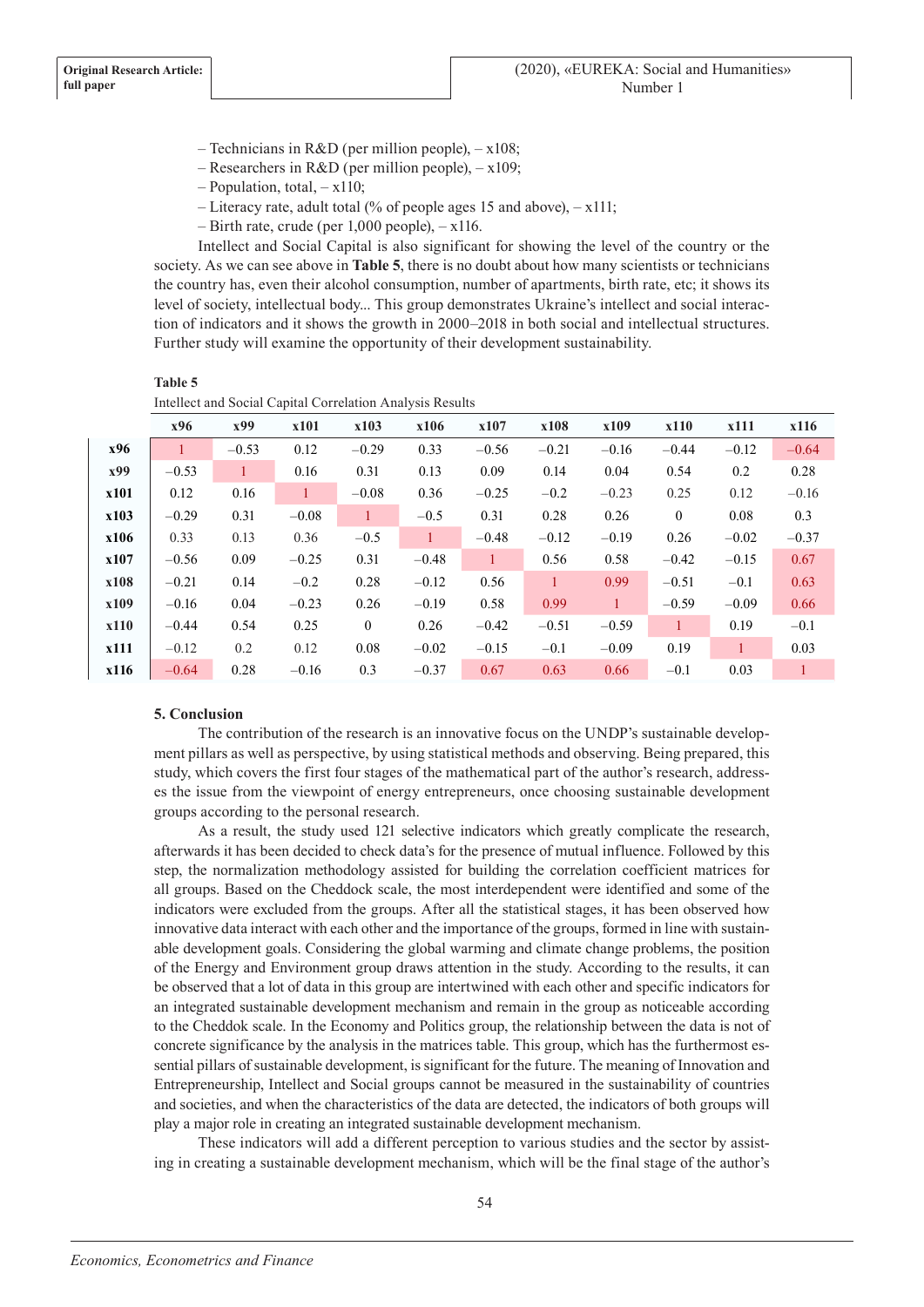– Technicians in R&D (per million people), – x108;

– Researchers in R&D (per million people), – x109;

– Population, total, – x110;

– Literacy rate, adult total (% of people ages 15 and above), – x111;

– Birth rate, crude (per 1,000 people), – x116.

Intellect and Social Capital is also significant for showing the level of the country or the society. As we can see above in **Table 5**, there is no doubt about how many scientists or technicians the country has, even their alcohol consumption, number of apartments, birth rate, etc; it shows its level of society, intellectual body... This group demonstrates Ukraine's intellect and social interaction of indicators and it shows the growth in 2000–2018 in both social and intellectual structures. Further study will examine the opportunity of their development sustainability.

**Table 5**

Intellect and Social Capital Correlation Analysis Results

| | x96 | x99 | x101 | x103 | x106 | x107 | x108 | x109 | x110 | x111 | x116 |
|---|---|---|---|---|---|---|---|---|---|---|---|
| **x96** | 1 | –0.53 | 0.12 | –0.29 | 0.33 | –0.56 | –0.21 | –0.16 | –0.44 | –0.12 | –0.64 |
| **x99** | –0.53 | 1 | 0.16 | 0.31 | 0.13 | 0.09 | 0.14 | 0.04 | 0.54 | 0.2 | 0.28 |
| **x101** | 0.12 | 0.16 | 1 | –0.08 | 0.36 | –0.25 | –0.2 | –0.23 | 0.25 | 0.12 | –0.16 |
| **x103** | –0.29 | 0.31 | –0.08 | 1 | –0.5 | 0.31 | 0.28 | 0.26 | 0 | 0.08 | 0.3 |
| **x106** | 0.33 | 0.13 | 0.36 | –0.5 | 1 | –0.48 | –0.12 | –0.19 | 0.26 | –0.02 | –0.37 |
| **x107** | –0.56 | 0.09 | –0.25 | 0.31 | –0.48 | 1 | 0.56 | 0.58 | –0.42 | –0.15 | 0.67 |
| **x108** | –0.21 | 0.14 | –0.2 | 0.28 | –0.12 | 0.56 | 1 | 0.99 | –0.51 | –0.1 | 0.63 |
| **x109** | –0.16 | 0.04 | –0.23 | 0.26 | –0.19 | 0.58 | 0.99 | 1 | –0.59 | –0.09 | 0.66 |
| **x110** | –0.44 | 0.54 | 0.25 | 0 | 0.26 | –0.42 | –0.51 | –0.59 | 1 | 0.19 | –0.1 |
| **x111** | –0.12 | 0.2 | 0.12 | 0.08 | –0.02 | –0.15 | –0.1 | –0.09 | 0.19 | 1 | 0.03 |
| **x116** | –0.64 | 0.28 | –0.16 | 0.3 | –0.37 | 0.67 | 0.63 | 0.66 | –0.1 | 0.03 | 1 |

## 5. Conclusion

The contribution of the research is an innovative focus on the UNDP's sustainable development pillars as well as perspective, by using statistical methods and observing. Being prepared, this study, which covers the first four stages of the mathematical part of the author's research, addresses the issue from the viewpoint of energy entrepreneurs, once choosing sustainable development groups according to the personal research.

As a result, the study used 121 selective indicators which greatly complicate the research, afterwards it has been decided to check data's for the presence of mutual influence. Followed by this step, the normalization methodology assisted for building the correlation coefficient matrices for all groups. Based on the Cheddock scale, the most interdependent were identified and some of the indicators were excluded from the groups. After all the statistical stages, it has been observed how innovative data interact with each other and the importance of the groups, formed in line with sustainable development goals. Considering the global warming and climate change problems, the position of the Energy and Environment group draws attention in the study. According to the results, it can be observed that a lot of data in this group are intertwined with each other and specific indicators for an integrated sustainable development mechanism and remain in the group as noticeable according to the Cheddok scale. In the Economy and Politics group, the relationship between the data is not of concrete significance by the analysis in the matrices table. This group, which has the furthermost essential pillars of sustainable development, is significant for the future. The meaning of Innovation and Entrepreneurship, Intellect and Social groups cannot be measured in the sustainability of countries and societies, and when the characteristics of the data are detected, the indicators of both groups will play a major role in creating an integrated sustainable development mechanism.

These indicators will add a different perception to various studies and the sector by assisting in creating a sustainable development mechanism, which will be the final stage of the author's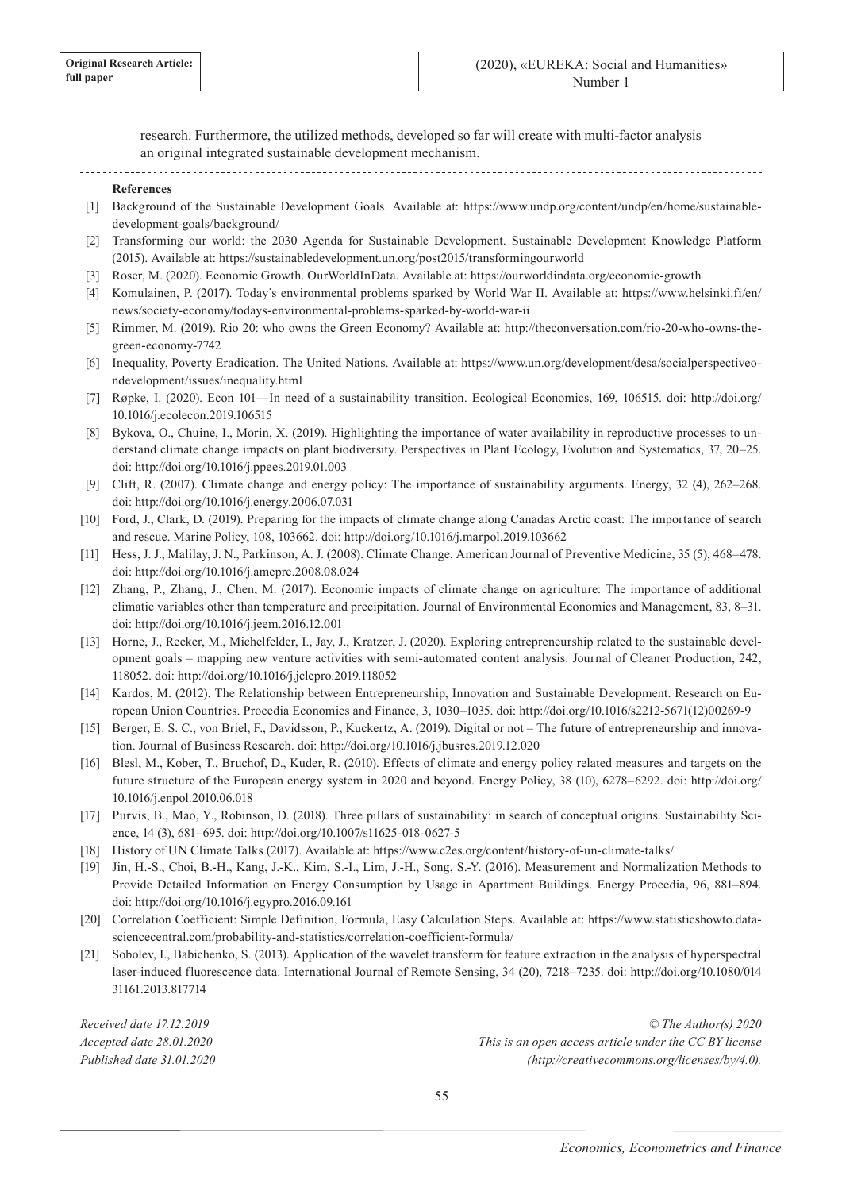research. Furthermore, the utilized methods, developed so far will create with multi-factor analysis an original integrated sustainable development mechanism.

### References

[1] Background of the Sustainable Development Goals. Available at: https://www.undp.org/content/undp/en/home/sustainable-development-goals/background/

[2] Transforming our world: the 2030 Agenda for Sustainable Development. Sustainable Development Knowledge Platform (2015). Available at: https://sustainabledevelopment.un.org/post2015/transformingourworld

[3] Roser, M. (2020). Economic Growth. OurWorldInData. Available at: https://ourworldindata.org/economic-growth

[4] Komulainen, P. (2017). Today's environmental problems sparked by World War II. Available at: https://www.helsinki.fi/en/news/society-economy/todays-environmental-problems-sparked-by-world-war-ii

[5] Rimmer, M. (2019). Rio 20: who owns the Green Economy? Available at: http://theconversation.com/rio-20-who-owns-the-green-economy-7742

[6] Inequality, Poverty Eradication. The United Nations. Available at: https://www.un.org/development/desa/socialperspectiveondevelopment/issues/inequality.html

[7] Røpke, I. (2020). Econ 101—In need of a sustainability transition. Ecological Economics, 169, 106515. doi: http://doi.org/10.1016/j.ecolecon.2019.106515

[8] Bykova, O., Chuine, I., Morin, X. (2019). Highlighting the importance of water availability in reproductive processes to understand climate change impacts on plant biodiversity. Perspectives in Plant Ecology, Evolution and Systematics, 37, 20–25. doi: http://doi.org/10.1016/j.ppees.2019.01.003

[9] Clift, R. (2007). Climate change and energy policy: The importance of sustainability arguments. Energy, 32 (4), 262–268. doi: http://doi.org/10.1016/j.energy.2006.07.031

[10] Ford, J., Clark, D. (2019). Preparing for the impacts of climate change along Canadas Arctic coast: The importance of search and rescue. Marine Policy, 108, 103662. doi: http://doi.org/10.1016/j.marpol.2019.103662

[11] Hess, J. J., Malilay, J. N., Parkinson, A. J. (2008). Climate Change. American Journal of Preventive Medicine, 35 (5), 468–478. doi: http://doi.org/10.1016/j.amepre.2008.08.024

[12] Zhang, P., Zhang, J., Chen, M. (2017). Economic impacts of climate change on agriculture: The importance of additional climatic variables other than temperature and precipitation. Journal of Environmental Economics and Management, 83, 8–31. doi: http://doi.org/10.1016/j.jeem.2016.12.001

[13] Horne, J., Recker, M., Michelfelder, I., Jay, J., Kratzer, J. (2020). Exploring entrepreneurship related to the sustainable development goals – mapping new venture activities with semi-automated content analysis. Journal of Cleaner Production, 242, 118052. doi: http://doi.org/10.1016/j.jclepro.2019.118052

[14] Kardos, M. (2012). The Relationship between Entrepreneurship, Innovation and Sustainable Development. Research on European Union Countries. Procedia Economics and Finance, 3, 1030–1035. doi: http://doi.org/10.1016/s2212-5671(12)00269-9

[15] Berger, E. S. C., von Briel, F., Davidsson, P., Kuckertz, A. (2019). Digital or not – The future of entrepreneurship and innovation. Journal of Business Research. doi: http://doi.org/10.1016/j.jbusres.2019.12.020

[16] Blesl, M., Kober, T., Bruchof, D., Kuder, R. (2010). Effects of climate and energy policy related measures and targets on the future structure of the European energy system in 2020 and beyond. Energy Policy, 38 (10), 6278–6292. doi: http://doi.org/10.1016/j.enpol.2010.06.018

[17] Purvis, B., Mao, Y., Robinson, D. (2018). Three pillars of sustainability: in search of conceptual origins. Sustainability Science, 14 (3), 681–695. doi: http://doi.org/10.1007/s11625-018-0627-5

[18] History of UN Climate Talks (2017). Available at: https://www.c2es.org/content/history-of-un-climate-talks/

[19] Jin, H.-S., Choi, B.-H., Kang, J.-K., Kim, S.-I., Lim, J.-H., Song, S.-Y. (2016). Measurement and Normalization Methods to Provide Detailed Information on Energy Consumption by Usage in Apartment Buildings. Energy Procedia, 96, 881–894. doi: http://doi.org/10.1016/j.egypro.2016.09.161

[20] Correlation Coefficient: Simple Definition, Formula, Easy Calculation Steps. Available at: https://www.statisticshowto.datasciencecentral.com/probability-and-statistics/correlation-coefficient-formula/

[21] Sobolev, I., Babichenko, S. (2013). Application of the wavelet transform for feature extraction in the analysis of hyperspectral laser-induced fluorescence data. International Journal of Remote Sensing, 34 (20), 7218–7235. doi: http://doi.org/10.1080/01431161.2013.817714

*Received date 17.12.2019*
*Accepted date 28.01.2020*
*Published date 31.01.2020*

*© The Author(s) 2020*
*This is an open access article under the CC BY license (http://creativecommons.org/licenses/by/4.0).*